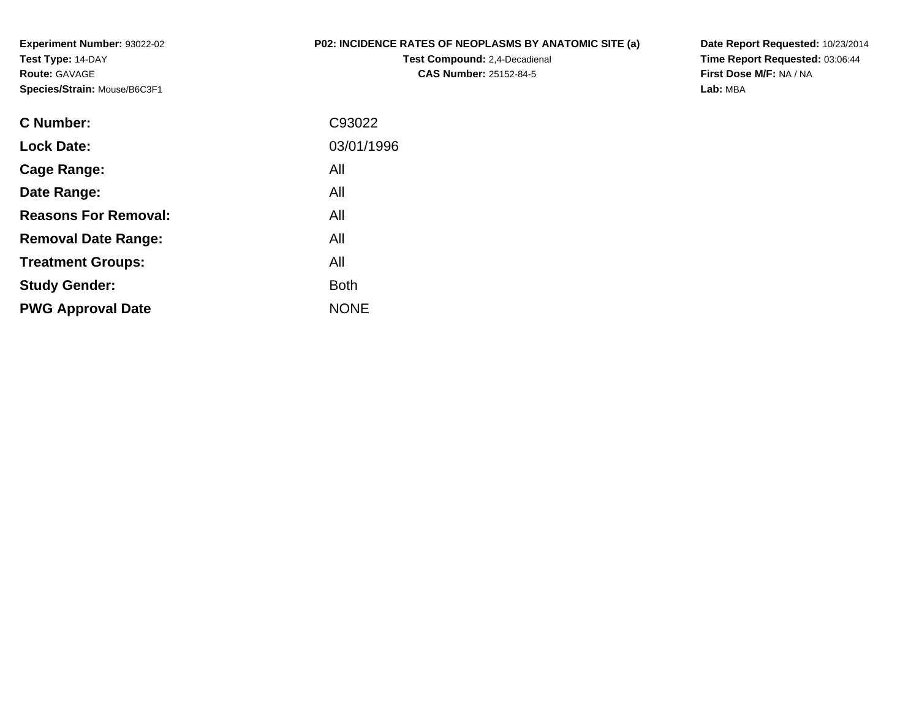**Experiment Number:** 93022-02
**Test Type:** 14-DAY
**Route:** GAVAGE
**Species/Strain:** Mouse/B6C3F1

# P02: INCIDENCE RATES OF NEOPLASMS BY ANATOMIC SITE (a)

**Test Compound:** 2,4-Decadienal
**CAS Number:** 25152-84-5

**Date Report Requested:** 10/23/2014
**Time Report Requested:** 03:06:44
**First Dose M/F:** NA / NA
**Lab:** MBA

| | |
|---|---|
| **C Number:** | C93022 |
| **Lock Date:** | 03/01/1996 |
| **Cage Range:** | All |
| **Date Range:** | All |
| **Reasons For Removal:** | All |
| **Removal Date Range:** | All |
| **Treatment Groups:** | All |
| **Study Gender:** | Both |
| **PWG Approval Date** | NONE |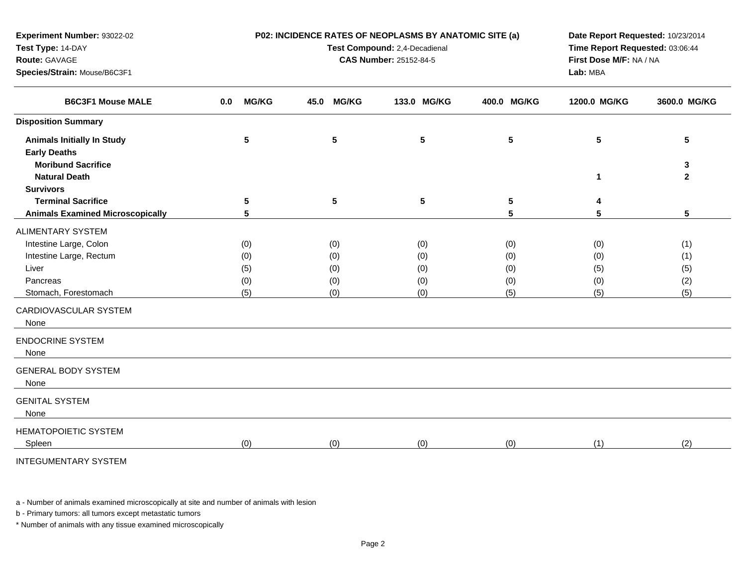**Experiment Number:** 93022-02
**Test Type:** 14-DAY
**Route:** GAVAGE
**Species/Strain:** Mouse/B6C3F1

**P02: INCIDENCE RATES OF NEOPLASMS BY ANATOMIC SITE (a)**
**Test Compound:** 2,4-Decadienal
**CAS Number:** 25152-84-5

**Date Report Requested:** 10/23/2014
**Time Report Requested:** 03:06:44
**First Dose M/F:** NA / NA
**Lab:** MBA

| B6C3F1 Mouse MALE | 0.0 MG/KG | 45.0 MG/KG | 133.0 MG/KG | 400.0 MG/KG | 1200.0 MG/KG | 3600.0 MG/KG |
|---|---|---|---|---|---|---|
| **Disposition Summary** | | | | | | |
| **Animals Initially In Study** | 5 | 5 | 5 | 5 | 5 | 5 |
| **Early Deaths** | | | | | | |
| **Moribund Sacrifice** | | | | | | 3 |
| **Natural Death** | | | | | 1 | 2 |
| **Survivors** | | | | | | |
| **Terminal Sacrifice** | 5 | 5 | 5 | 5 | 4 | |
| **Animals Examined Microscopically** | 5 | | | 5 | 5 | 5 |
| ALIMENTARY SYSTEM | | | | | | |
| Intestine Large, Colon | (0) | (0) | (0) | (0) | (0) | (1) |
| Intestine Large, Rectum | (0) | (0) | (0) | (0) | (0) | (1) |
| Liver | (5) | (0) | (0) | (0) | (5) | (5) |
| Pancreas | (0) | (0) | (0) | (0) | (0) | (2) |
| Stomach, Forestomach | (5) | (0) | (0) | (5) | (5) | (5) |
| CARDIOVASCULAR SYSTEM | | | | | | |
| None | | | | | | |
| ENDOCRINE SYSTEM | | | | | | |
| None | | | | | | |
| GENERAL BODY SYSTEM | | | | | | |
| None | | | | | | |
| GENITAL SYSTEM | | | | | | |
| None | | | | | | |
| HEMATOPOIETIC SYSTEM | | | | | | |
| Spleen | (0) | (0) | (0) | (0) | (1) | (2) |
| INTEGUMENTARY SYSTEM | | | | | | |

a - Number of animals examined microscopically at site and number of animals with lesion

b - Primary tumors: all tumors except metastatic tumors

* Number of animals with any tissue examined microscopically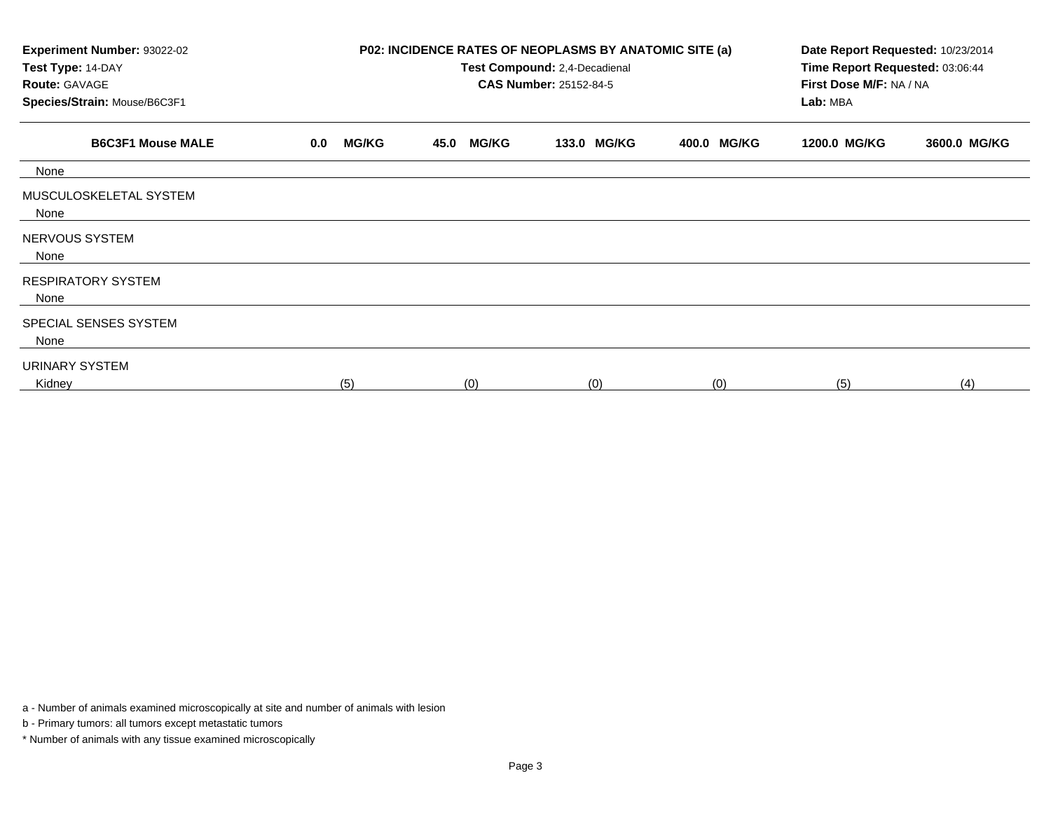| Experiment Number: 93022-02 | P02: INCIDENCE RATES OF NEOPLASMS BY ANATOMIC SITE (a) | Date Report Requested: 10/23/2014 |
|---|---|---|
| Test Type: 14-DAY | Test Compound: 2,4-Decadienal | Time Report Requested: 03:06:44 |
| Route: GAVAGE | CAS Number: 25152-84-5 | First Dose M/F: NA / NA |
| Species/Strain: Mouse/B6C3F1 | | Lab: MBA |

| B6C3F1 Mouse MALE | 0.0 MG/KG | 45.0 MG/KG | 133.0 MG/KG | 400.0 MG/KG | 1200.0 MG/KG | 3600.0 MG/KG |
|---|---|---|---|---|---|---|
| None | | | | | | |
| MUSCULOSKELETAL SYSTEM | | | | | | |
| None | | | | | | |
| NERVOUS SYSTEM | | | | | | |
| None | | | | | | |
| RESPIRATORY SYSTEM | | | | | | |
| None | | | | | | |
| SPECIAL SENSES SYSTEM | | | | | | |
| None | | | | | | |
| URINARY SYSTEM | | | | | | |
| Kidney | (5) | (0) | (0) | (0) | (5) | (4) |

a - Number of animals examined microscopically at site and number of animals with lesion

b - Primary tumors: all tumors except metastatic tumors

* Number of animals with any tissue examined microscopically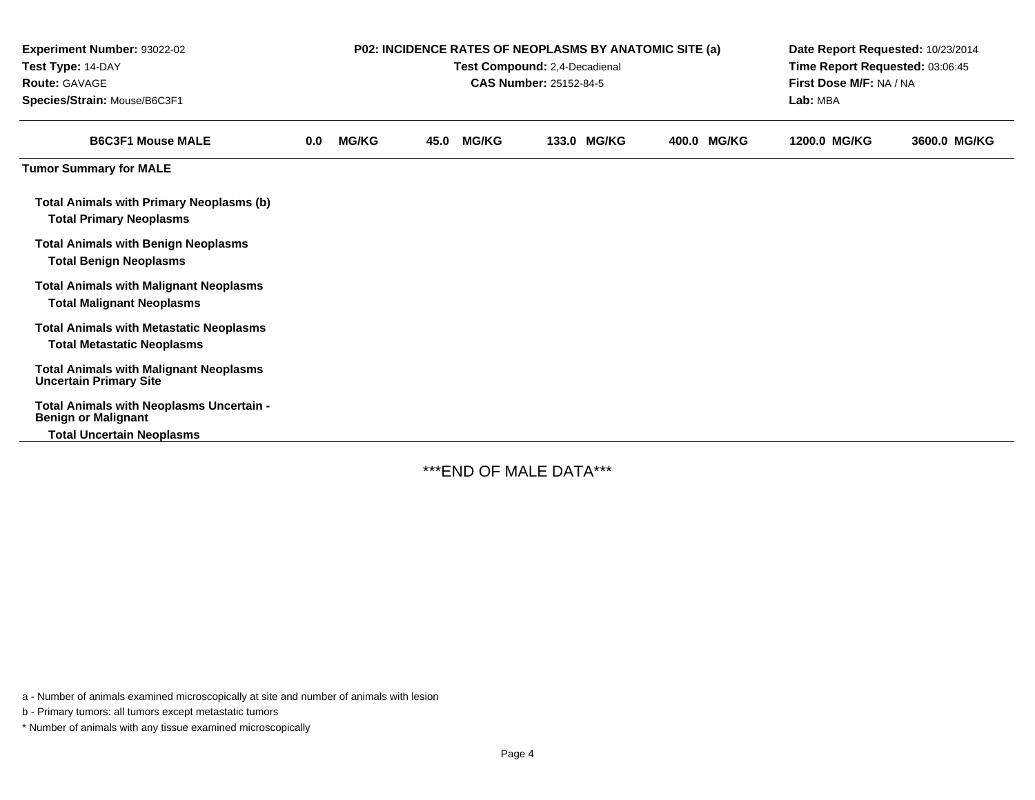**Experiment Number:** 93022-02
**Test Type:** 14-DAY
**Route:** GAVAGE
**Species/Strain:** Mouse/B6C3F1

**P02: INCIDENCE RATES OF NEOPLASMS BY ANATOMIC SITE (a)**
**Test Compound:** 2,4-Decadienal
**CAS Number:** 25152-84-5

**Date Report Requested:** 10/23/2014
**Time Report Requested:** 03:06:45
**First Dose M/F:** NA / NA
**Lab:** MBA

| B6C3F1 Mouse MALE | 0.0 MG/KG | 45.0 MG/KG | 133.0 MG/KG | 400.0 MG/KG | 1200.0 MG/KG | 3600.0 MG/KG |
|---|---|---|---|---|---|---|
| **Tumor Summary for MALE** | | | | | | |
| **Total Animals with Primary Neoplasms (b)** | | | | | | |
| **Total Primary Neoplasms** | | | | | | |
| **Total Animals with Benign Neoplasms** | | | | | | |
| **Total Benign Neoplasms** | | | | | | |
| **Total Animals with Malignant Neoplasms** | | | | | | |
| **Total Malignant Neoplasms** | | | | | | |
| **Total Animals with Metastatic Neoplasms** | | | | | | |
| **Total Metastatic Neoplasms** | | | | | | |
| **Total Animals with Malignant Neoplasms Uncertain Primary Site** | | | | | | |
| **Total Animals with Neoplasms Uncertain - Benign or Malignant** | | | | | | |
| **Total Uncertain Neoplasms** | | | | | | |

***END OF MALE DATA***

a - Number of animals examined microscopically at site and number of animals with lesion

b - Primary tumors: all tumors except metastatic tumors

* Number of animals with any tissue examined microscopically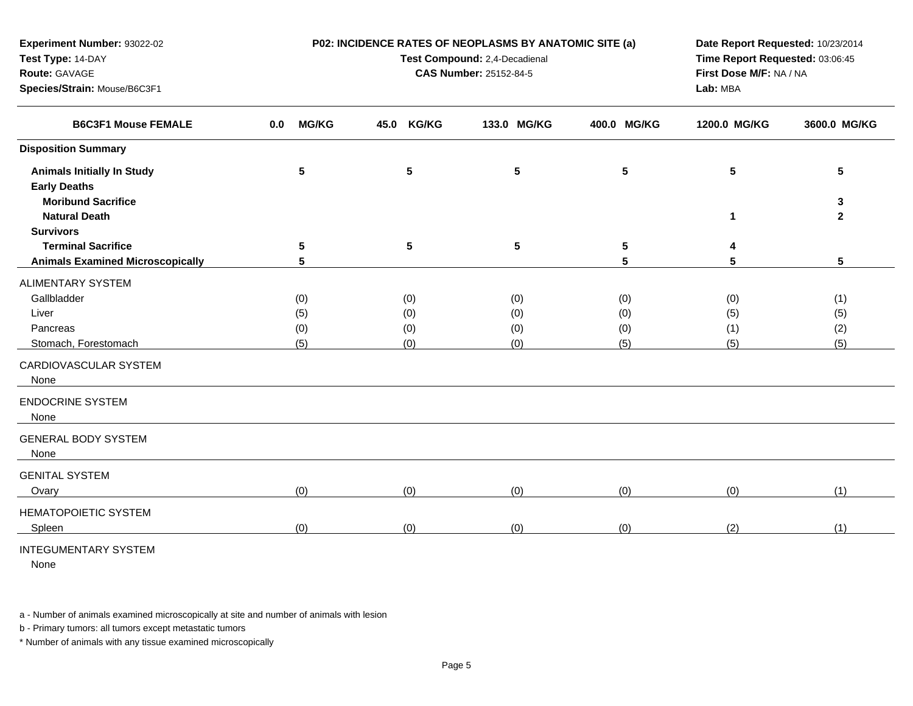**Experiment Number:** 93022-02
**Test Type:** 14-DAY
**Route:** GAVAGE
**Species/Strain:** Mouse/B6C3F1

**P02: INCIDENCE RATES OF NEOPLASMS BY ANATOMIC SITE (a)**
**Test Compound:** 2,4-Decadienal
**CAS Number:** 25152-84-5

**Date Report Requested:** 10/23/2014
**Time Report Requested:** 03:06:45
**First Dose M/F:** NA / NA
**Lab:** MBA

| B6C3F1 Mouse FEMALE | 0.0 MG/KG | 45.0 KG/KG | 133.0 MG/KG | 400.0 MG/KG | 1200.0 MG/KG | 3600.0 MG/KG |
|---|---|---|---|---|---|---|
| **Disposition Summary** | | | | | | |
| **Animals Initially In Study** | 5 | 5 | 5 | 5 | 5 | 5 |
| **Early Deaths** | | | | | | |
| **Moribund Sacrifice** | | | | | | 3 |
| **Natural Death** | | | | | 1 | 2 |
| **Survivors** | | | | | | |
| **Terminal Sacrifice** | 5 | 5 | 5 | 5 | 4 | |
| **Animals Examined Microscopically** | 5 | | | 5 | 5 | 5 |
| ALIMENTARY SYSTEM | | | | | | |
| Gallbladder | (0) | (0) | (0) | (0) | (0) | (1) |
| Liver | (5) | (0) | (0) | (0) | (5) | (5) |
| Pancreas | (0) | (0) | (0) | (0) | (1) | (2) |
| Stomach, Forestomach | (5) | (0) | (0) | (5) | (5) | (5) |
| CARDIOVASCULAR SYSTEM | | | | | | |
| None | | | | | | |
| ENDOCRINE SYSTEM | | | | | | |
| None | | | | | | |
| GENERAL BODY SYSTEM | | | | | | |
| None | | | | | | |
| GENITAL SYSTEM | | | | | | |
| Ovary | (0) | (0) | (0) | (0) | (0) | (1) |
| HEMATOPOIETIC SYSTEM | | | | | | |
| Spleen | (0) | (0) | (0) | (0) | (2) | (1) |
| INTEGUMENTARY SYSTEM | | | | | | |
| None | | | | | | |

a - Number of animals examined microscopically at site and number of animals with lesion

b - Primary tumors: all tumors except metastatic tumors

* Number of animals with any tissue examined microscopically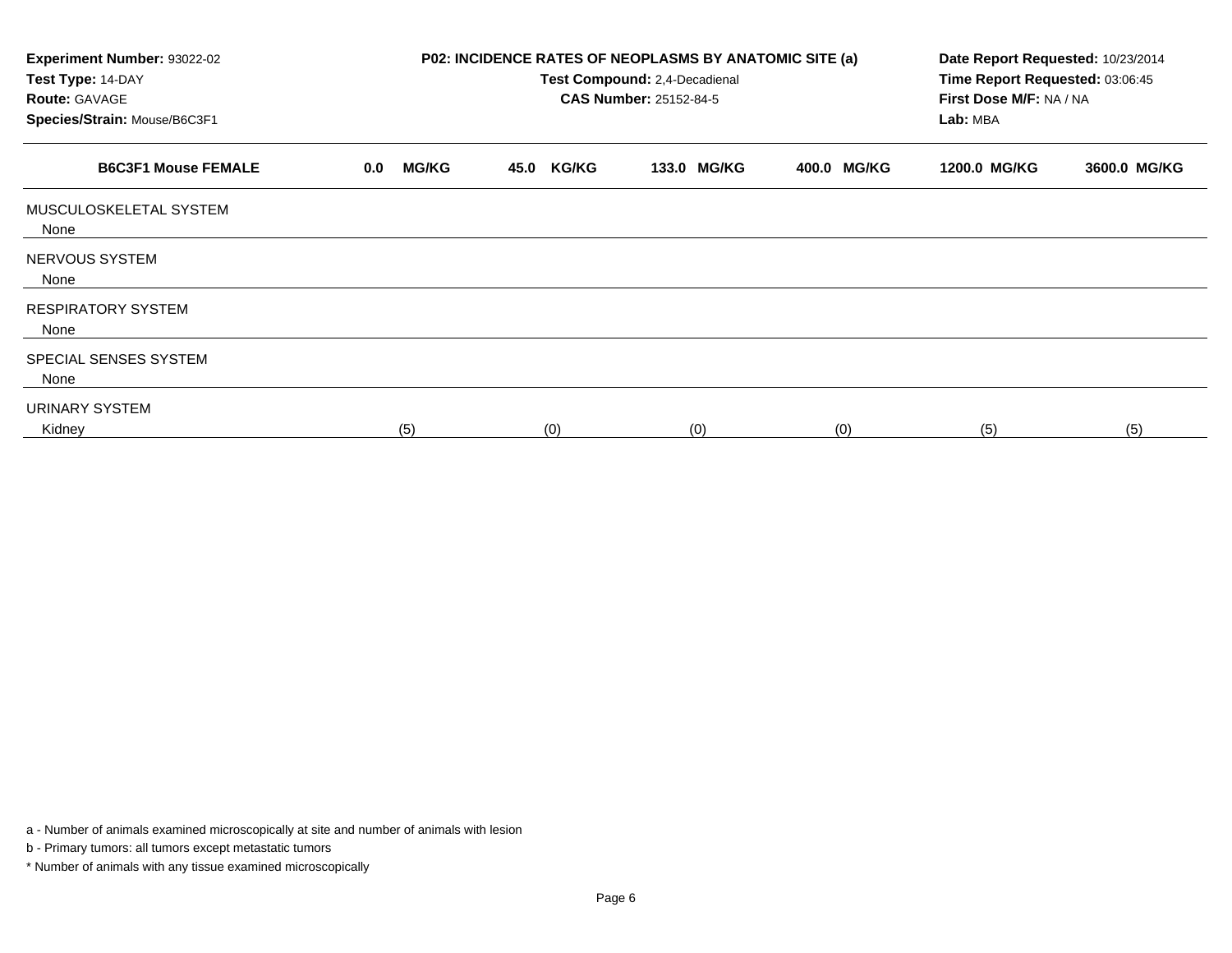**Experiment Number:** 93022-02
**Test Type:** 14-DAY
**Route:** GAVAGE
**Species/Strain:** Mouse/B6C3F1

**P02: INCIDENCE RATES OF NEOPLASMS BY ANATOMIC SITE (a)**
**Test Compound:** 2,4-Decadienal
**CAS Number:** 25152-84-5

**Date Report Requested:** 10/23/2014
**Time Report Requested:** 03:06:45
**First Dose M/F:** NA / NA
**Lab:** MBA

| B6C3F1 Mouse FEMALE | 0.0 MG/KG | 45.0 KG/KG | 133.0 MG/KG | 400.0 MG/KG | 1200.0 MG/KG | 3600.0 MG/KG |
|---|---|---|---|---|---|---|
| MUSCULOSKELETAL SYSTEM | | | | | | |
| None | | | | | | |
| NERVOUS SYSTEM | | | | | | |
| None | | | | | | |
| RESPIRATORY SYSTEM | | | | | | |
| None | | | | | | |
| SPECIAL SENSES SYSTEM | | | | | | |
| None | | | | | | |
| URINARY SYSTEM | | | | | | |
| Kidney | (5) | (0) | (0) | (0) | (5) | (5) |

a - Number of animals examined microscopically at site and number of animals with lesion

b - Primary tumors: all tumors except metastatic tumors

* Number of animals with any tissue examined microscopically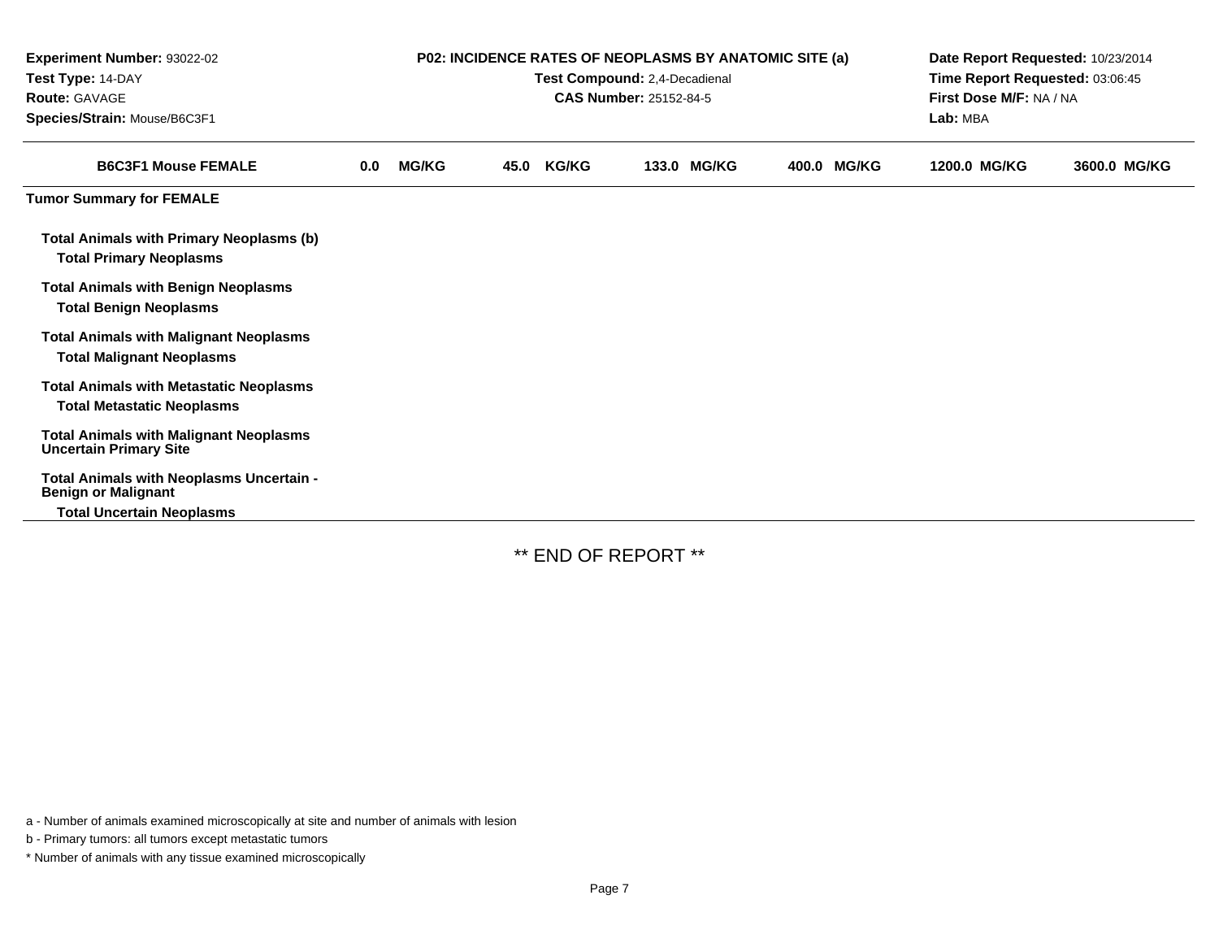**Experiment Number:** 93022-02
**Test Type:** 14-DAY
**Route:** GAVAGE
**Species/Strain:** Mouse/B6C3F1

**P02: INCIDENCE RATES OF NEOPLASMS BY ANATOMIC SITE (a)**
**Test Compound:** 2,4-Decadienal
**CAS Number:** 25152-84-5

**Date Report Requested:** 10/23/2014
**Time Report Requested:** 03:06:45
**First Dose M/F:** NA / NA
**Lab:** MBA

| B6C3F1 Mouse FEMALE | 0.0 MG/KG | 45.0 KG/KG | 133.0 MG/KG | 400.0 MG/KG | 1200.0 MG/KG | 3600.0 MG/KG |
|---|---|---|---|---|---|---|
| **Tumor Summary for FEMALE** | | | | | | |
| **Total Animals with Primary Neoplasms (b)** | | | | | | |
| **Total Primary Neoplasms** | | | | | | |
| **Total Animals with Benign Neoplasms** | | | | | | |
| **Total Benign Neoplasms** | | | | | | |
| **Total Animals with Malignant Neoplasms** | | | | | | |
| **Total Malignant Neoplasms** | | | | | | |
| **Total Animals with Metastatic Neoplasms** | | | | | | |
| **Total Metastatic Neoplasms** | | | | | | |
| **Total Animals with Malignant Neoplasms Uncertain Primary Site** | | | | | | |
| **Total Animals with Neoplasms Uncertain - Benign or Malignant** | | | | | | |
| **Total Uncertain Neoplasms** | | | | | | |

** END OF REPORT **

a - Number of animals examined microscopically at site and number of animals with lesion

b - Primary tumors: all tumors except metastatic tumors

\* Number of animals with any tissue examined microscopically